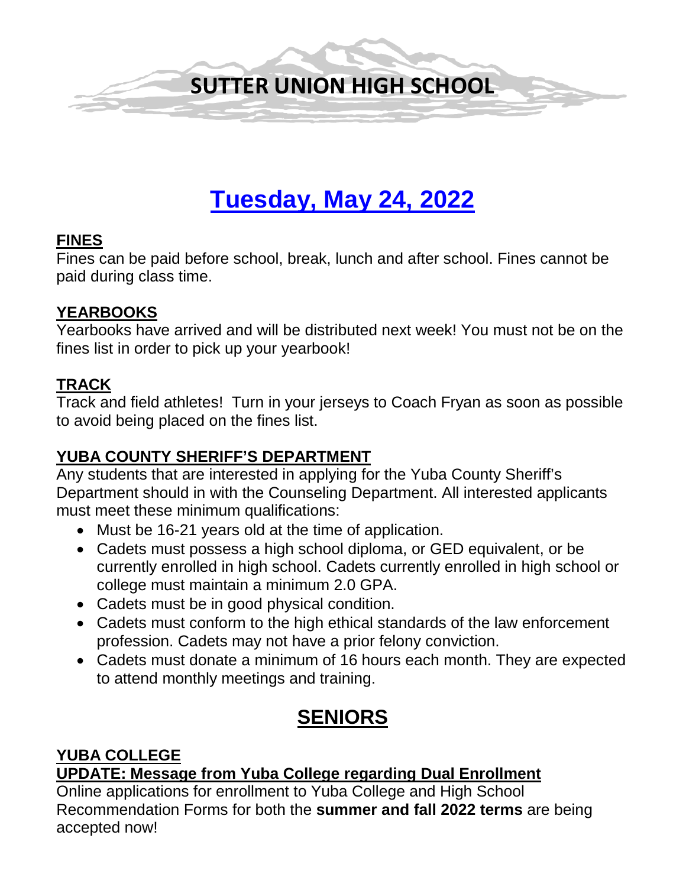# SUTTER UNION HIGH SCHOOL

## Tuesday, May 24, 2022

### FINES

Fines can be paid before school, break, lunch and after school. Fines cannot be paid during class time.

### YEARBOOKS

Yearbooks have arrived and will be distributed next week! You must not be on the fines list in order to pick up your yearbook!

### TRACK

Track and field athletes! Turn in your jerseys to Coach Fryan as soon as possible to avoid being placed on the fines list.

### YUBA COUNTY SHERIFF'S DEPARTMENT

Any students that are interested in applying for the Yuba County Sheriff's Department should in with the Counseling Department. All interested applicants must meet these minimum qualifications:

- Must be 16-21 years old at the time of application.
- Cadets must possess a high school diploma, or GED equivalent, or be currently enrolled in high school. Cadets currently enrolled in high school or college must maintain a minimum 2.0 GPA.
- Cadets must be in good physical condition.
- Cadets must conform to the high ethical standards of the law enforcement profession. Cadets may not have a prior felony conviction.
- Cadets must donate a minimum of 16 hours each month. They are expected to attend monthly meetings and training.

## SENIORS

### YUBA COLLEGE

### UPDATE: Message from Yuba College regarding Dual Enrollment

Online applications for enrollment to Yuba College and High School Recommendation Forms for both the **summer and fall 2022 terms** are being accepted now!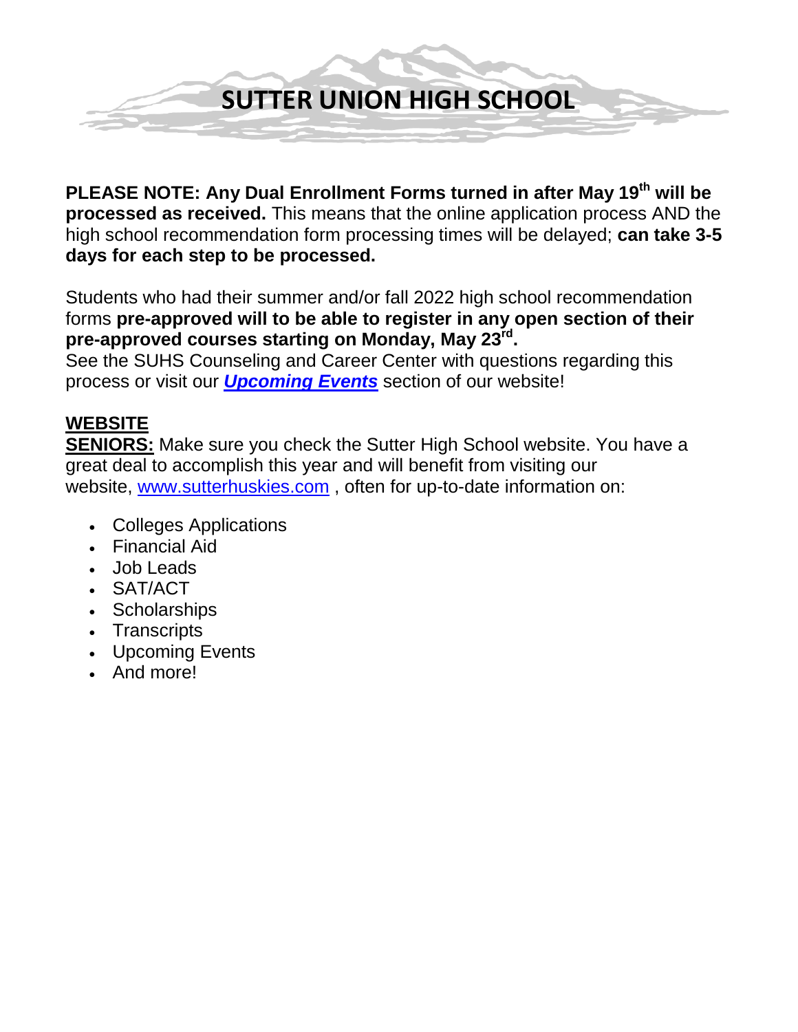# SUTTER UNION HIGH SCHOOL

**PLEASE NOTE: Any Dual Enrollment Forms turned in after May 19th will be processed as received.** This means that the online application process AND the high school recommendation form processing times will be delayed; **can take 3-5 days for each step to be processed.**

Students who had their summer and/or fall 2022 high school recommendation forms **pre-approved will to be able to register in any open section of their pre-approved courses starting on Monday, May 23rd.**
See the SUHS Counseling and Career Center with questions regarding this process or visit our ***Upcoming Events*** section of our website!

## WEBSITE

**SENIORS:** Make sure you check the Sutter High School website. You have a great deal to accomplish this year and will benefit from visiting our website, www.sutterhuskies.com , often for up-to-date information on:

- Colleges Applications
- Financial Aid
- Job Leads
- SAT/ACT
- Scholarships
- Transcripts
- Upcoming Events
- And more!